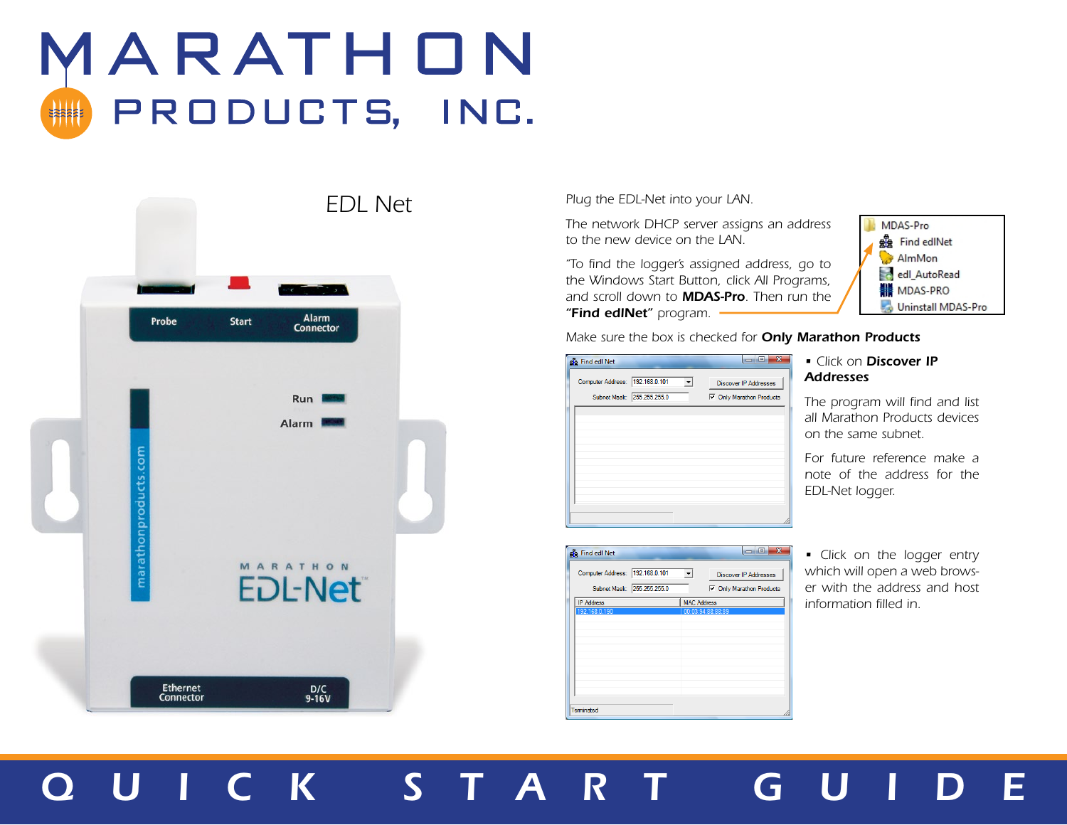# MARATHON PRODUCTS, INC.

## EDL Net

Plug the EDL-Net into your LAN.

The network DHCP server assigns an address to the new device on the LAN.

"To find the logger's assigned address, go to the Windows Start Button, click All Programs, and scroll down to **MDAS-Pro**. Then run the "**Find edlNet**" program.

- MDAS-Pro
  - Find edlNet
  - AlmMon
  - edl_AutoRead
  - MDAS-PRO
  - Uninstall MDAS-Pro

Make sure the box is checked for **Only Marathon Products**

- Click on **Discover IP Addresses**

The program will find and list all Marathon Products devices on the same subnet.

For future reference make a note of the address for the EDL-Net logger.

- Click on the logger entry which will open a web browser with the address and host information filled in.

# QUICK START GUIDE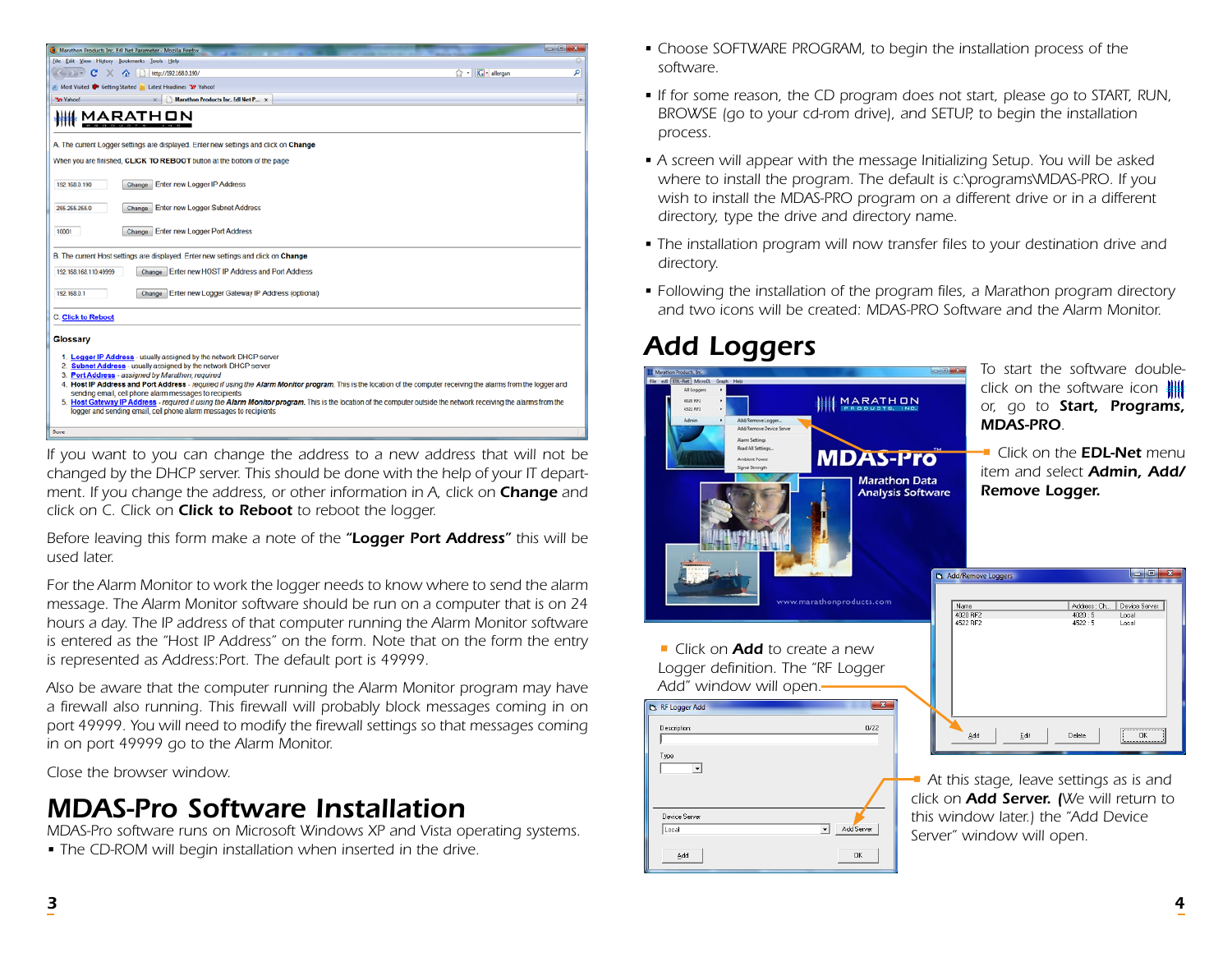If you want to you can change the address to a new address that will not be changed by the DHCP server. This should be done with the help of your IT department. If you change the address, or other information in A, click on **Change** and click on C. Click on **Click to Reboot** to reboot the logger.

Before leaving this form make a note of the **"Logger Port Address"** this will be used later.

For the Alarm Monitor to work the logger needs to know where to send the alarm message. The Alarm Monitor software should be run on a computer that is on 24 hours a day. The IP address of that computer running the Alarm Monitor software is entered as the "Host IP Address" on the form. Note that on the form the entry is represented as Address:Port. The default port is 49999.

Also be aware that the computer running the Alarm Monitor program may have a firewall also running. This firewall will probably block messages coming in on port 49999. You will need to modify the firewall settings so that messages coming in on port 49999 go to the Alarm Monitor.

Close the browser window.

# MDAS-Pro Software Installation

MDAS-Pro software runs on Microsoft Windows XP and Vista operating systems.

- The CD-ROM will begin installation when inserted in the drive.
- Choose SOFTWARE PROGRAM, to begin the installation process of the software.
- If for some reason, the CD program does not start, please go to START, RUN, BROWSE (go to your cd-rom drive), and SETUP, to begin the installation process.
- A screen will appear with the message Initializing Setup. You will be asked where to install the program. The default is c:\programs\MDAS-PRO. If you wish to install the MDAS-PRO program on a different drive or in a different directory, type the drive and directory name.
- The installation program will now transfer files to your destination drive and directory.
- Following the installation of the program files, a Marathon program directory and two icons will be created: MDAS-PRO Software and the Alarm Monitor.

# Add Loggers

To start the software double-click on the software icon or, go to **Start, Programs, MDAS-PRO**.

- Click on the **EDL-Net** menu item and select **Admin, Add/ Remove Logger.**

- Click on **Add** to create a new Logger definition. The "RF Logger Add" window will open.

- At this stage, leave settings as is and click on **Add Server.** (We will return to this window later.) the "Add Device Server" window will open.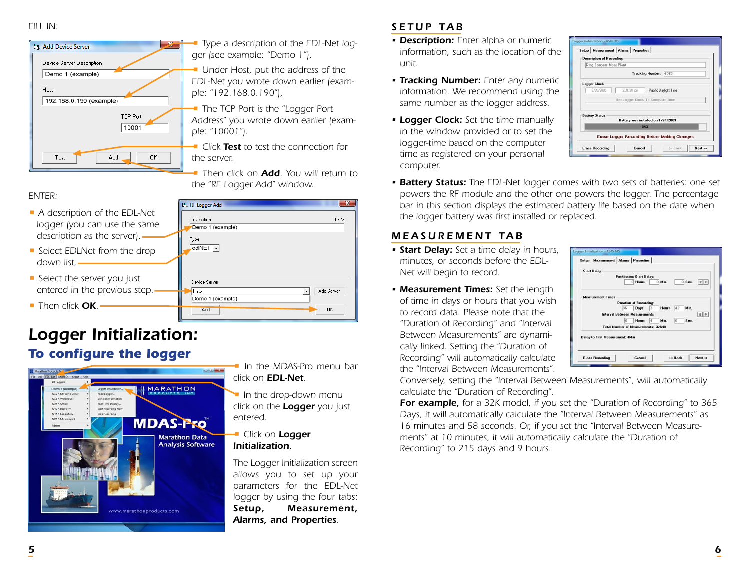FILL IN:

- Type a description of the EDL-Net logger (see example: "Demo 1"),
- Under Host, put the address of the EDL-Net you wrote down earlier (example: "192.168.0.190"),
- The TCP Port is the "Logger Port Address" you wrote down earlier (example: "10001").
- Click **Test** to test the connection for the server.
- Then click on **Add**. You will return to the "RF Logger Add" window.

ENTER:

- A description of the EDL-Net logger (you can use the same description as the server),
- Select EDLNet from the drop down list,
- Select the server you just entered in the previous step.
- Then click **OK**.

# Logger Initialization:

## To configure the logger

- In the MDAS-Pro menu bar click on **EDL-Net**.
- In the drop-down menu click on the **Logger** you just entered.
- Click on **Logger Initialization**.

The Logger Initialization screen allows you to set up your parameters for the EDL-Net logger by using the four tabs: **Setup, Measurement, Alarms, and Properties**.

## SETUP TAB

- **Description:** Enter alpha or numeric information, such as the location of the unit.
- **Tracking Number:** Enter any numeric information. We recommend using the same number as the logger address.
- **Logger Clock:** Set the time manually in the window provided or to set the logger-time based on the computer time as registered on your personal computer.
- **Battery Status:** The EDL-Net logger comes with two sets of batteries: one set powers the RF module and the other one powers the logger. The percentage bar in this section displays the estimated battery life based on the date when the logger battery was first installed or replaced.

## MEASUREMENT TAB

- **Start Delay:** Set a time delay in hours, minutes, or seconds before the EDL-Net will begin to record.
- **Measurement Times:** Set the length of time in days or hours that you wish to record data. Please note that the "Duration of Recording" and "Interval Between Measurements" are dynamically linked. Setting the "Duration of Recording" will automatically calculate the "Interval Between Measurements". Conversely, setting the "Interval Between Measurements", will automatically calculate the "Duration of Recording".

**For example,** for a 32K model, if you set the "Duration of Recording" to 365 Days, it will automatically calculate the "Interval Between Measurements" as 16 minutes and 58 seconds. Or, if you set the "Interval Between Measurements" at 10 minutes, it will automatically calculate the "Duration of Recording" to 215 days and 9 hours.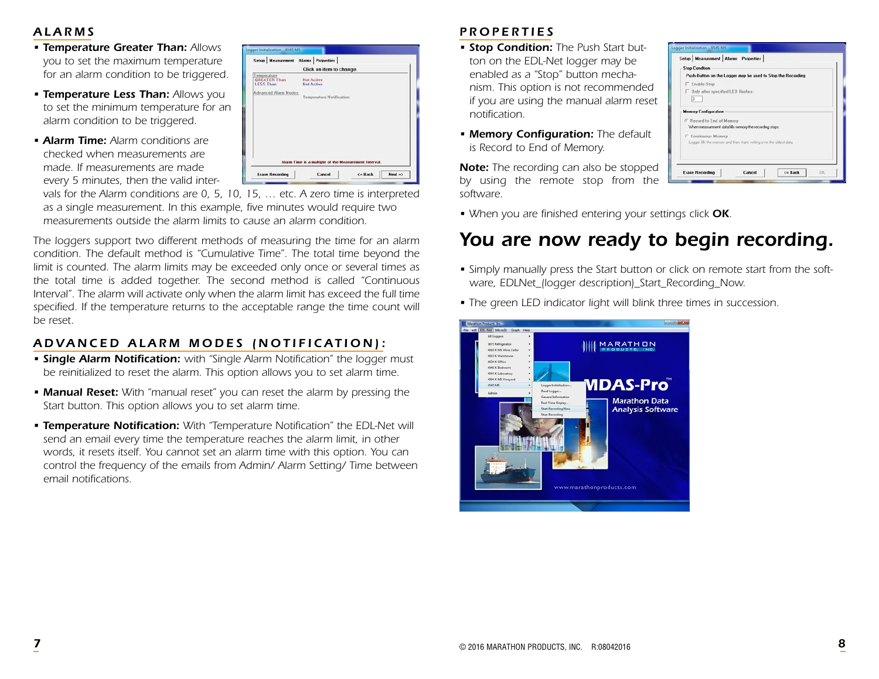## ALARMS

- **Temperature Greater Than:** Allows you to set the maximum temperature for an alarm condition to be triggered.
- **Temperature Less Than:** Allows you to set the minimum temperature for an alarm condition to be triggered.
- **Alarm Time:** Alarm conditions are checked when measurements are made. If measurements are made every 5 minutes, then the valid intervals for the Alarm conditions are 0, 5, 10, 15, … etc. A zero time is interpreted as a single measurement. In this example, five minutes would require two measurements outside the alarm limits to cause an alarm condition.

The loggers support two different methods of measuring the time for an alarm condition. The default method is "Cumulative Time". The total time beyond the limit is counted. The alarm limits may be exceeded only once or several times as the total time is added together. The second method is called "Continuous Interval". The alarm will activate only when the alarm limit has exceed the full time specified. If the temperature returns to the acceptable range the time count will be reset.

## ADVANCED ALARM MODES (NOTIFICATION):

- **Single Alarm Notification:** with "Single Alarm Notification" the logger must be reinitialized to reset the alarm. This option allows you to set alarm time.
- **Manual Reset:** With "manual reset" you can reset the alarm by pressing the Start button. This option allows you to set alarm time.
- **Temperature Notification:** With "Temperature Notification" the EDL-Net will send an email every time the temperature reaches the alarm limit, in other words, it resets itself. You cannot set an alarm time with this option. You can control the frequency of the emails from Admin/ Alarm Setting/ Time between email notifications.

## PROPERTIES

- **Stop Condition:** The Push Start button on the EDL-Net logger may be enabled as a "Stop" button mechanism. This option is not recommended if you are using the manual alarm reset notification.
- **Memory Configuration:** The default is Record to End of Memory.

**Note:** The recording can also be stopped by using the remote stop from the software.

- When you are finished entering your settings click **OK**.

## *You are now ready to begin recording.*

- Simply manually press the Start button or click on remote start from the software, EDLNet_(logger description)_Start_Recording_Now.
- The green LED indicator light will blink three times in succession.

© 2016 MARATHON PRODUCTS, INC. R:08042016